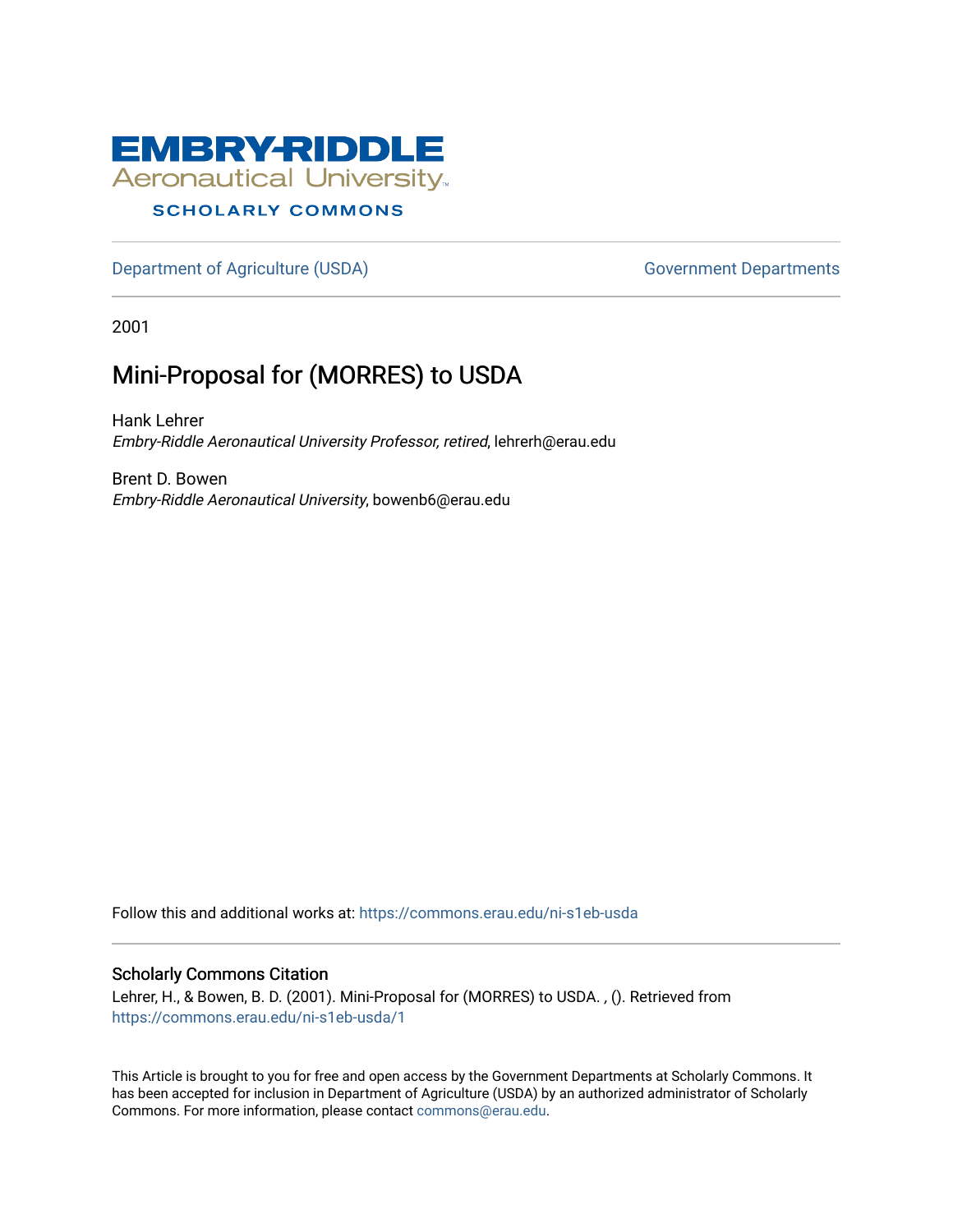EMBRY-RIDDLE
Aeronautical University
SCHOLARLY COMMONS

Department of Agriculture (USDA) | Government Departments

2001

# Mini-Proposal for (MORRES) to USDA

Hank Lehrer
*Embry-Riddle Aeronautical University Professor, retired*, lehrerh@erau.edu

Brent D. Bowen
*Embry-Riddle Aeronautical University*, bowenb6@erau.edu

Follow this and additional works at: https://commons.erau.edu/ni-s1eb-usda

## Scholarly Commons Citation

Lehrer, H., & Bowen, B. D. (2001). Mini-Proposal for (MORRES) to USDA. , (). Retrieved from https://commons.erau.edu/ni-s1eb-usda/1

This Article is brought to you for free and open access by the Government Departments at Scholarly Commons. It has been accepted for inclusion in Department of Agriculture (USDA) by an authorized administrator of Scholarly Commons. For more information, please contact commons@erau.edu.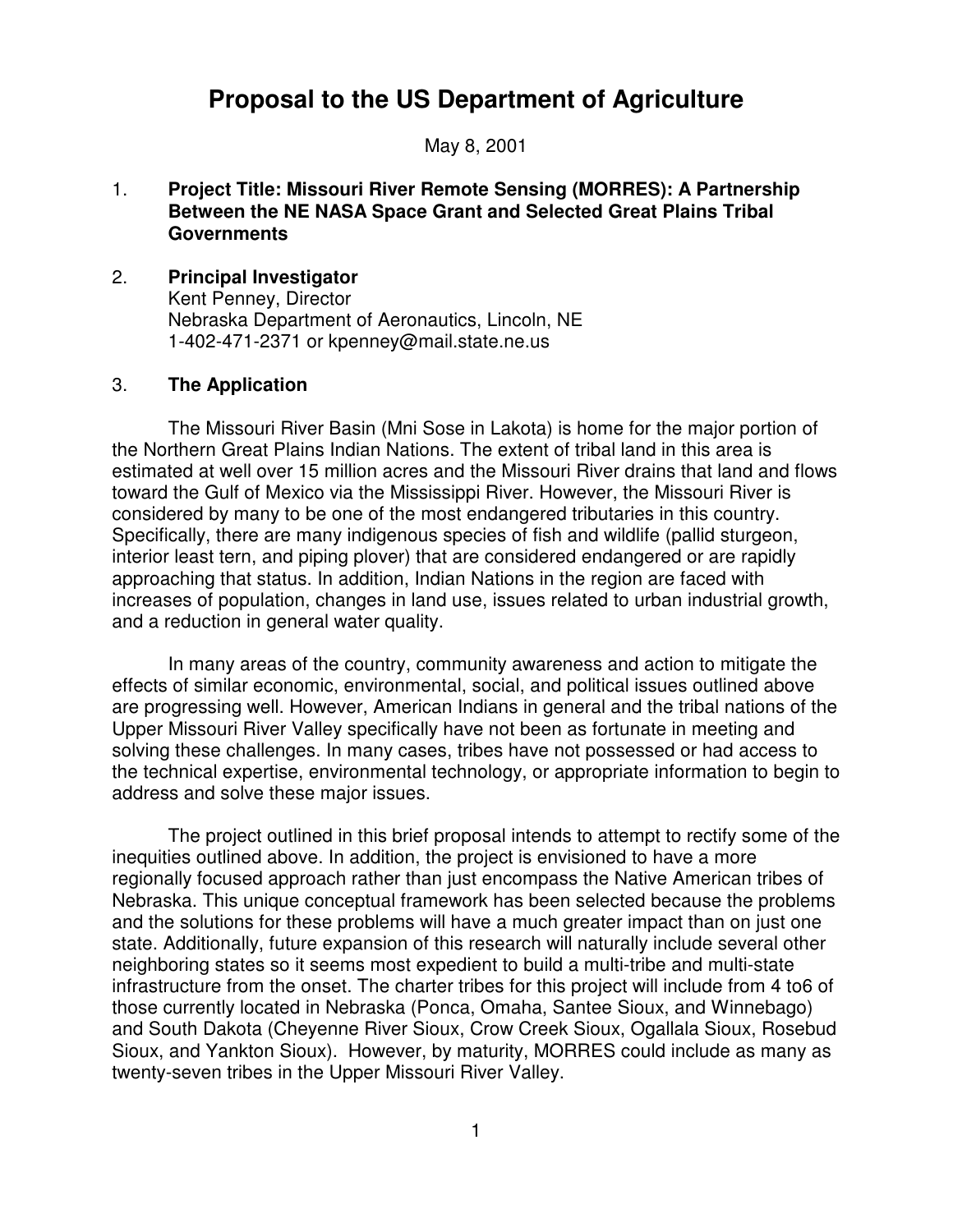# Proposal to the US Department of Agriculture

May 8, 2001

1. **Project Title: Missouri River Remote Sensing (MORRES): A Partnership Between the NE NASA Space Grant and Selected Great Plains Tribal Governments**

2. **Principal Investigator**
   Kent Penney, Director
   Nebraska Department of Aeronautics, Lincoln, NE
   1-402-471-2371 or kpenney@mail.state.ne.us

3. **The Application**

The Missouri River Basin (Mni Sose in Lakota) is home for the major portion of the Northern Great Plains Indian Nations. The extent of tribal land in this area is estimated at well over 15 million acres and the Missouri River drains that land and flows toward the Gulf of Mexico via the Mississippi River. However, the Missouri River is considered by many to be one of the most endangered tributaries in this country. Specifically, there are many indigenous species of fish and wildlife (pallid sturgeon, interior least tern, and piping plover) that are considered endangered or are rapidly approaching that status. In addition, Indian Nations in the region are faced with increases of population, changes in land use, issues related to urban industrial growth, and a reduction in general water quality.

In many areas of the country, community awareness and action to mitigate the effects of similar economic, environmental, social, and political issues outlined above are progressing well. However, American Indians in general and the tribal nations of the Upper Missouri River Valley specifically have not been as fortunate in meeting and solving these challenges. In many cases, tribes have not possessed or had access to the technical expertise, environmental technology, or appropriate information to begin to address and solve these major issues.

The project outlined in this brief proposal intends to attempt to rectify some of the inequities outlined above. In addition, the project is envisioned to have a more regionally focused approach rather than just encompass the Native American tribes of Nebraska. This unique conceptual framework has been selected because the problems and the solutions for these problems will have a much greater impact than on just one state. Additionally, future expansion of this research will naturally include several other neighboring states so it seems most expedient to build a multi-tribe and multi-state infrastructure from the onset. The charter tribes for this project will include from 4 to6 of those currently located in Nebraska (Ponca, Omaha, Santee Sioux, and Winnebago) and South Dakota (Cheyenne River Sioux, Crow Creek Sioux, Ogallala Sioux, Rosebud Sioux, and Yankton Sioux). However, by maturity, MORRES could include as many as twenty-seven tribes in the Upper Missouri River Valley.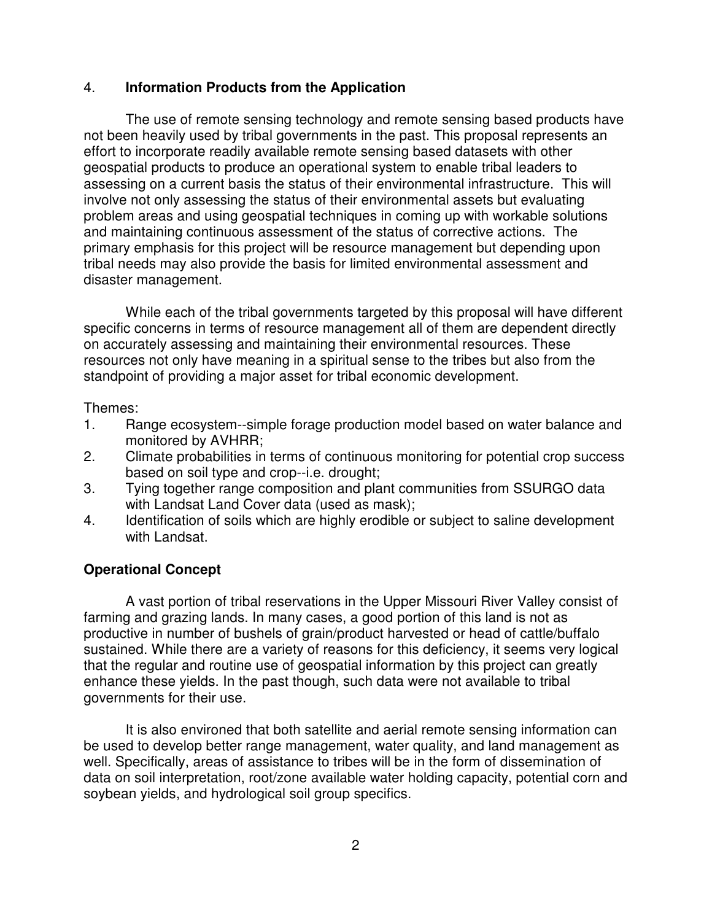## 4. **Information Products from the Application**

The use of remote sensing technology and remote sensing based products have not been heavily used by tribal governments in the past. This proposal represents an effort to incorporate readily available remote sensing based datasets with other geospatial products to produce an operational system to enable tribal leaders to assessing on a current basis the status of their environmental infrastructure. This will involve not only assessing the status of their environmental assets but evaluating problem areas and using geospatial techniques in coming up with workable solutions and maintaining continuous assessment of the status of corrective actions. The primary emphasis for this project will be resource management but depending upon tribal needs may also provide the basis for limited environmental assessment and disaster management.

While each of the tribal governments targeted by this proposal will have different specific concerns in terms of resource management all of them are dependent directly on accurately assessing and maintaining their environmental resources. These resources not only have meaning in a spiritual sense to the tribes but also from the standpoint of providing a major asset for tribal economic development.

Themes:

1. Range ecosystem--simple forage production model based on water balance and monitored by AVHRR;
2. Climate probabilities in terms of continuous monitoring for potential crop success based on soil type and crop--i.e. drought;
3. Tying together range composition and plant communities from SSURGO data with Landsat Land Cover data (used as mask);
4. Identification of soils which are highly erodible or subject to saline development with Landsat.

### **Operational Concept**

A vast portion of tribal reservations in the Upper Missouri River Valley consist of farming and grazing lands. In many cases, a good portion of this land is not as productive in number of bushels of grain/product harvested or head of cattle/buffalo sustained. While there are a variety of reasons for this deficiency, it seems very logical that the regular and routine use of geospatial information by this project can greatly enhance these yields. In the past though, such data were not available to tribal governments for their use.

It is also environed that both satellite and aerial remote sensing information can be used to develop better range management, water quality, and land management as well. Specifically, areas of assistance to tribes will be in the form of dissemination of data on soil interpretation, root/zone available water holding capacity, potential corn and soybean yields, and hydrological soil group specifics.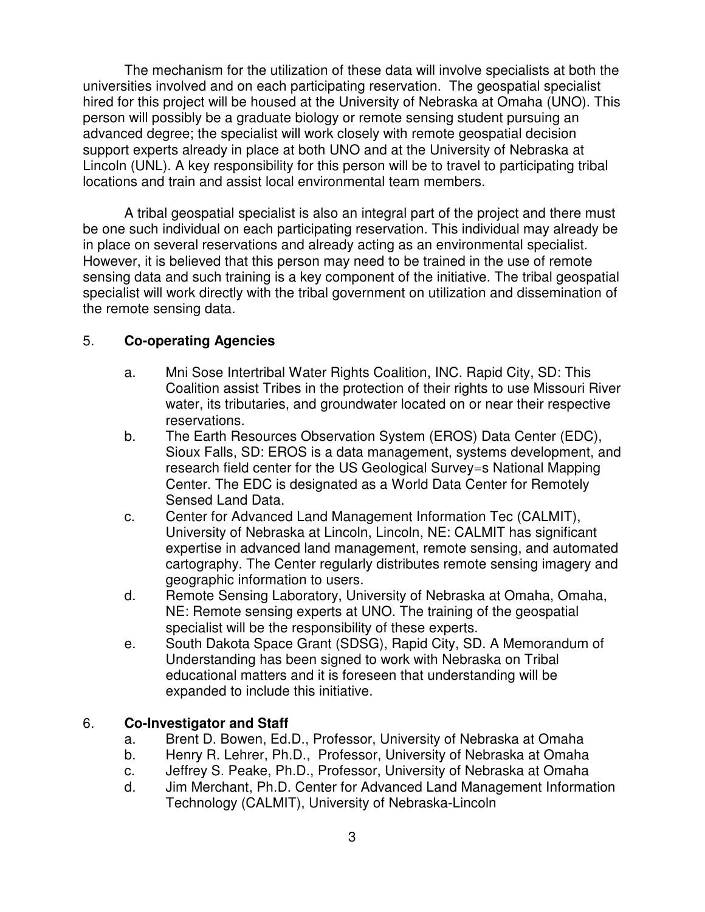The mechanism for the utilization of these data will involve specialists at both the universities involved and on each participating reservation. The geospatial specialist hired for this project will be housed at the University of Nebraska at Omaha (UNO). This person will possibly be a graduate biology or remote sensing student pursuing an advanced degree; the specialist will work closely with remote geospatial decision support experts already in place at both UNO and at the University of Nebraska at Lincoln (UNL). A key responsibility for this person will be to travel to participating tribal locations and train and assist local environmental team members.

A tribal geospatial specialist is also an integral part of the project and there must be one such individual on each participating reservation. This individual may already be in place on several reservations and already acting as an environmental specialist. However, it is believed that this person may need to be trained in the use of remote sensing data and such training is a key component of the initiative. The tribal geospatial specialist will work directly with the tribal government on utilization and dissemination of the remote sensing data.

5. **Co-operating Agencies**

   a. Mni Sose Intertribal Water Rights Coalition, INC. Rapid City, SD: This Coalition assist Tribes in the protection of their rights to use Missouri River water, its tributaries, and groundwater located on or near their respective reservations.

   b. The Earth Resources Observation System (EROS) Data Center (EDC), Sioux Falls, SD: EROS is a data management, systems development, and research field center for the US Geological Survey=s National Mapping Center. The EDC is designated as a World Data Center for Remotely Sensed Land Data.

   c. Center for Advanced Land Management Information Tec (CALMIT), University of Nebraska at Lincoln, Lincoln, NE: CALMIT has significant expertise in advanced land management, remote sensing, and automated cartography. The Center regularly distributes remote sensing imagery and geographic information to users.

   d. Remote Sensing Laboratory, University of Nebraska at Omaha, Omaha, NE: Remote sensing experts at UNO. The training of the geospatial specialist will be the responsibility of these experts.

   e. South Dakota Space Grant (SDSG), Rapid City, SD. A Memorandum of Understanding has been signed to work with Nebraska on Tribal educational matters and it is foreseen that understanding will be expanded to include this initiative.

6. **Co-Investigator and Staff**

   a. Brent D. Bowen, Ed.D., Professor, University of Nebraska at Omaha

   b. Henry R. Lehrer, Ph.D., Professor, University of Nebraska at Omaha

   c. Jeffrey S. Peake, Ph.D., Professor, University of Nebraska at Omaha

   d. Jim Merchant, Ph.D. Center for Advanced Land Management Information Technology (CALMIT), University of Nebraska-Lincoln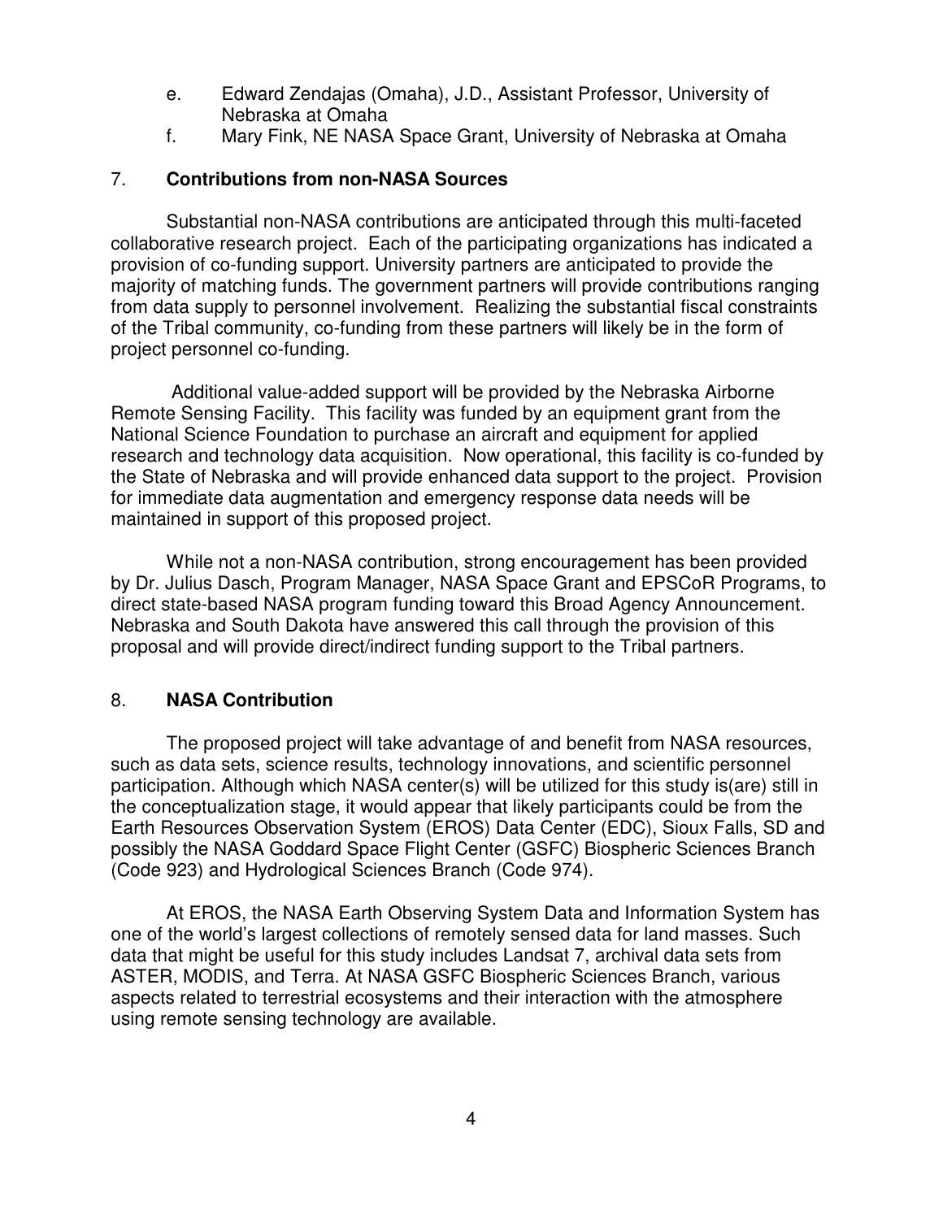e. Edward Zendajas (Omaha), J.D., Assistant Professor, University of Nebraska at Omaha
f. Mary Fink, NE NASA Space Grant, University of Nebraska at Omaha

## 7. **Contributions from non-NASA Sources**

Substantial non-NASA contributions are anticipated through this multi-faceted collaborative research project. Each of the participating organizations has indicated a provision of co-funding support. University partners are anticipated to provide the majority of matching funds. The government partners will provide contributions ranging from data supply to personnel involvement. Realizing the substantial fiscal constraints of the Tribal community, co-funding from these partners will likely be in the form of project personnel co-funding.

Additional value-added support will be provided by the Nebraska Airborne Remote Sensing Facility. This facility was funded by an equipment grant from the National Science Foundation to purchase an aircraft and equipment for applied research and technology data acquisition. Now operational, this facility is co-funded by the State of Nebraska and will provide enhanced data support to the project. Provision for immediate data augmentation and emergency response data needs will be maintained in support of this proposed project.

While not a non-NASA contribution, strong encouragement has been provided by Dr. Julius Dasch, Program Manager, NASA Space Grant and EPSCoR Programs, to direct state-based NASA program funding toward this Broad Agency Announcement. Nebraska and South Dakota have answered this call through the provision of this proposal and will provide direct/indirect funding support to the Tribal partners.

## 8. **NASA Contribution**

The proposed project will take advantage of and benefit from NASA resources, such as data sets, science results, technology innovations, and scientific personnel participation. Although which NASA center(s) will be utilized for this study is(are) still in the conceptualization stage, it would appear that likely participants could be from the Earth Resources Observation System (EROS) Data Center (EDC), Sioux Falls, SD and possibly the NASA Goddard Space Flight Center (GSFC) Biospheric Sciences Branch (Code 923) and Hydrological Sciences Branch (Code 974).

At EROS, the NASA Earth Observing System Data and Information System has one of the world's largest collections of remotely sensed data for land masses. Such data that might be useful for this study includes Landsat 7, archival data sets from ASTER, MODIS, and Terra. At NASA GSFC Biospheric Sciences Branch, various aspects related to terrestrial ecosystems and their interaction with the atmosphere using remote sensing technology are available.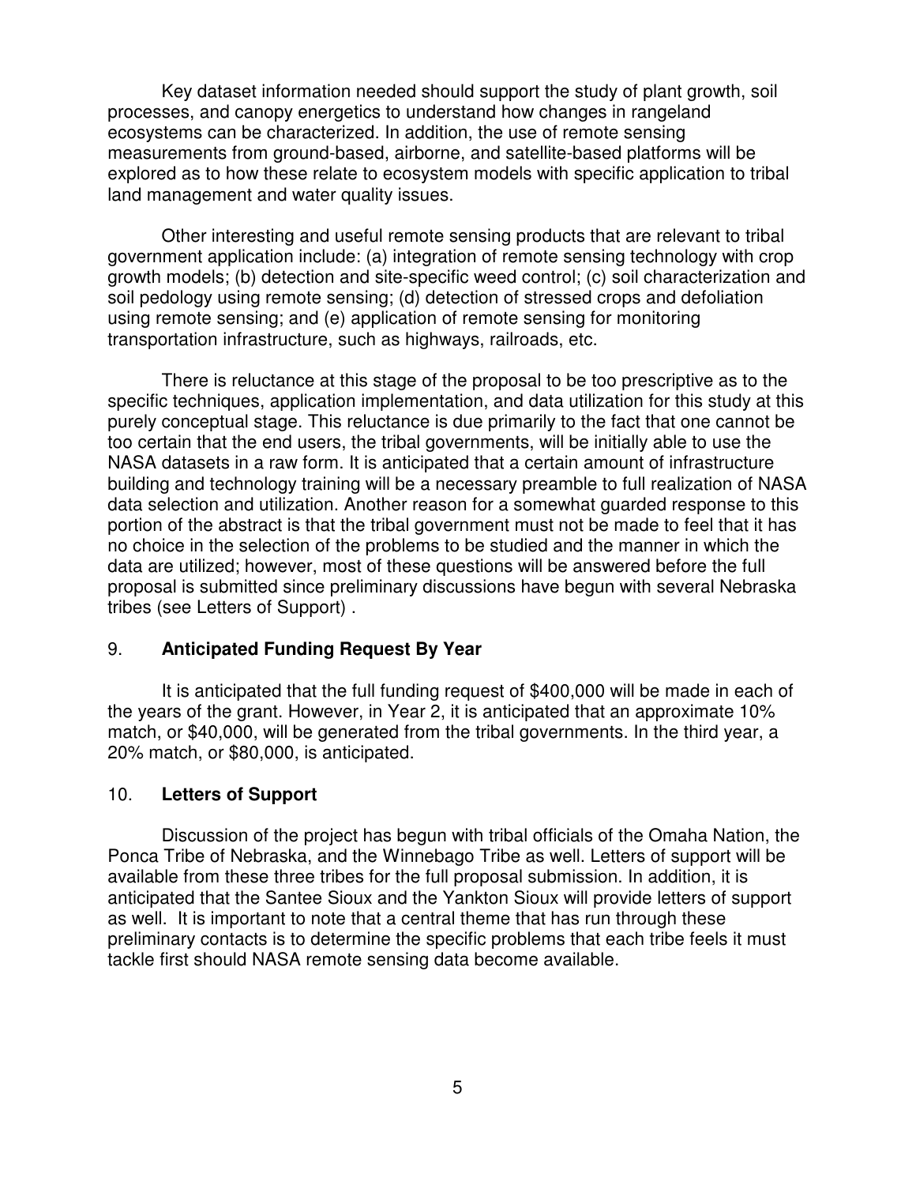Key dataset information needed should support the study of plant growth, soil processes, and canopy energetics to understand how changes in rangeland ecosystems can be characterized. In addition, the use of remote sensing measurements from ground-based, airborne, and satellite-based platforms will be explored as to how these relate to ecosystem models with specific application to tribal land management and water quality issues.

Other interesting and useful remote sensing products that are relevant to tribal government application include: (a) integration of remote sensing technology with crop growth models; (b) detection and site-specific weed control; (c) soil characterization and soil pedology using remote sensing; (d) detection of stressed crops and defoliation using remote sensing; and (e) application of remote sensing for monitoring transportation infrastructure, such as highways, railroads, etc.

There is reluctance at this stage of the proposal to be too prescriptive as to the specific techniques, application implementation, and data utilization for this study at this purely conceptual stage. This reluctance is due primarily to the fact that one cannot be too certain that the end users, the tribal governments, will be initially able to use the NASA datasets in a raw form. It is anticipated that a certain amount of infrastructure building and technology training will be a necessary preamble to full realization of NASA data selection and utilization. Another reason for a somewhat guarded response to this portion of the abstract is that the tribal government must not be made to feel that it has no choice in the selection of the problems to be studied and the manner in which the data are utilized; however, most of these questions will be answered before the full proposal is submitted since preliminary discussions have begun with several Nebraska tribes (see Letters of Support) .

## 9. **Anticipated Funding Request By Year**

It is anticipated that the full funding request of $400,000 will be made in each of the years of the grant. However, in Year 2, it is anticipated that an approximate 10% match, or $40,000, will be generated from the tribal governments. In the third year, a 20% match, or $80,000, is anticipated.

## 10. **Letters of Support**

Discussion of the project has begun with tribal officials of the Omaha Nation, the Ponca Tribe of Nebraska, and the Winnebago Tribe as well. Letters of support will be available from these three tribes for the full proposal submission. In addition, it is anticipated that the Santee Sioux and the Yankton Sioux will provide letters of support as well. It is important to note that a central theme that has run through these preliminary contacts is to determine the specific problems that each tribe feels it must tackle first should NASA remote sensing data become available.